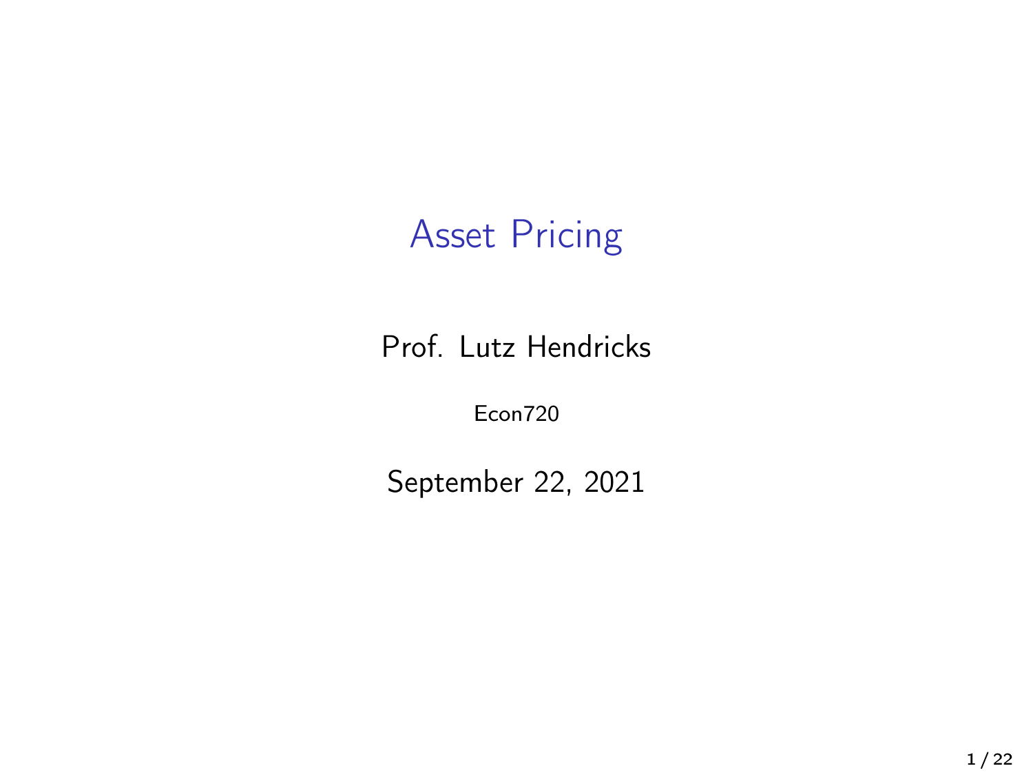# Asset Pricing

Prof. Lutz Hendricks

Econ720

September 22, 2021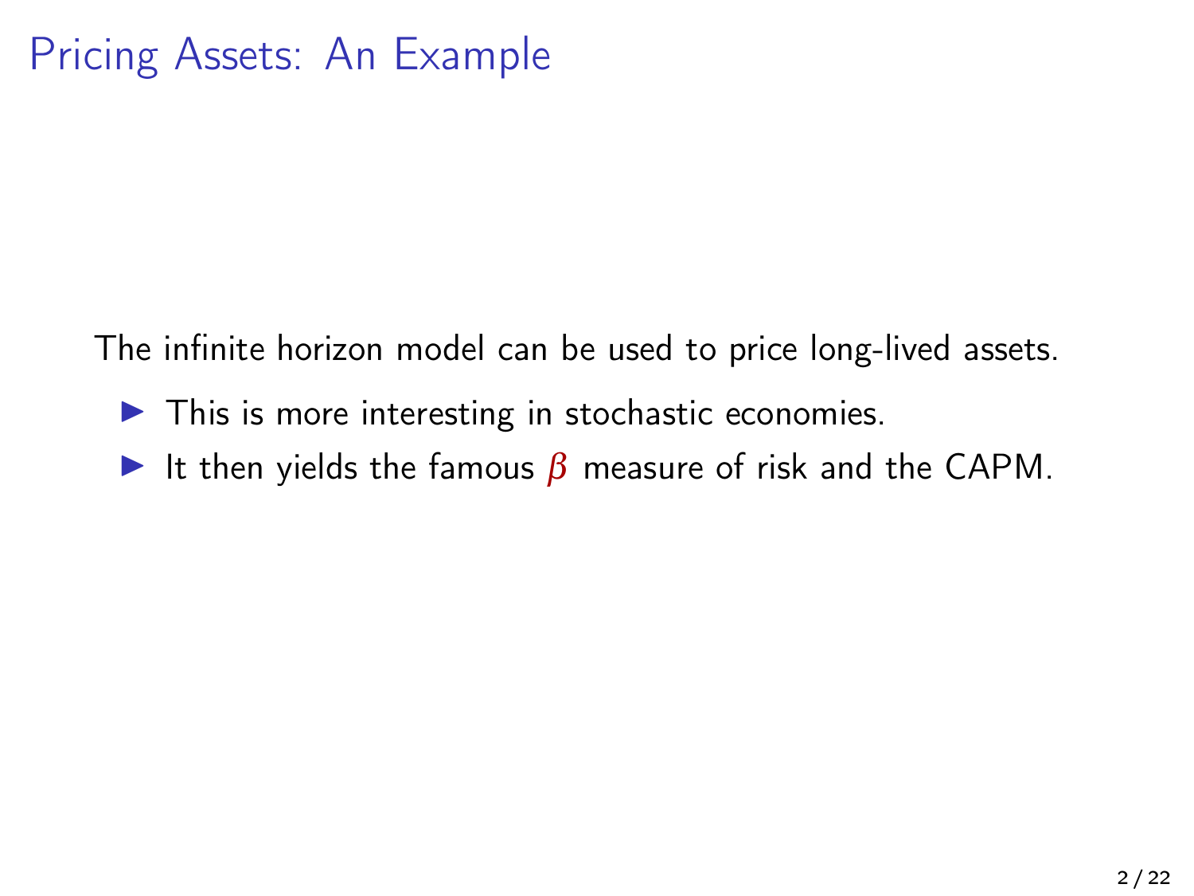# Pricing Assets: An Example

The infinite horizon model can be used to price long-lived assets.

- This is more interesting in stochastic economies.
- It then yields the famous $\beta$ measure of risk and the CAPM.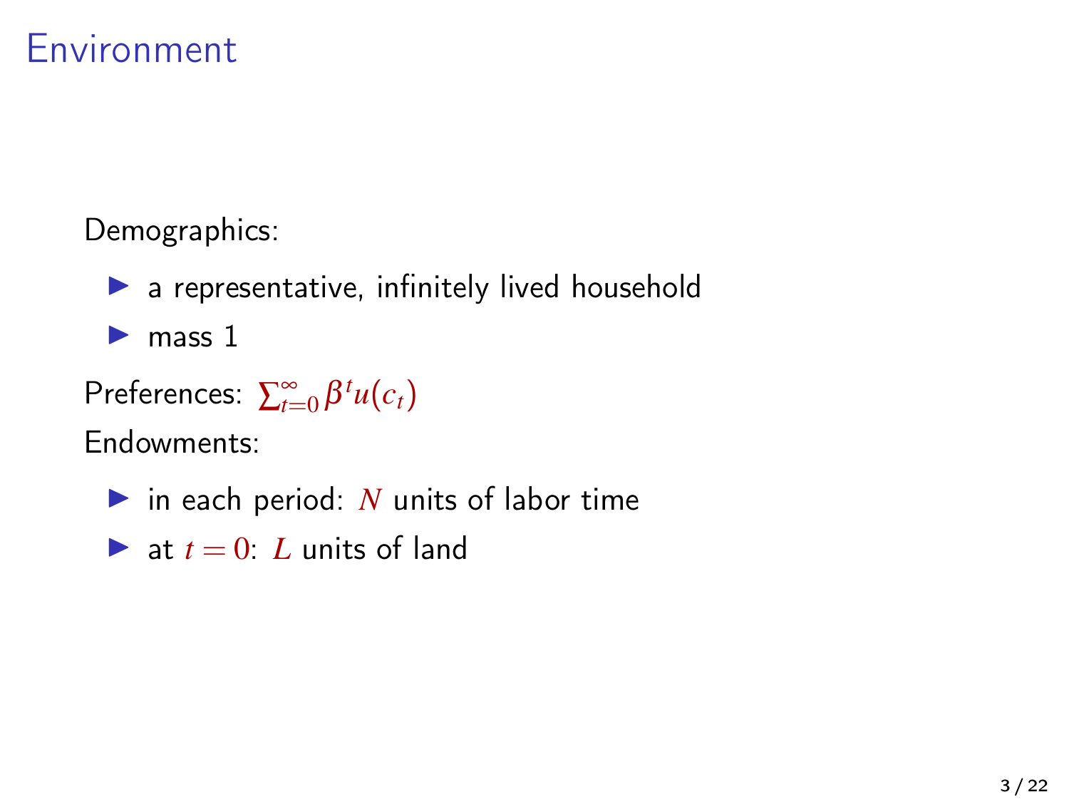# Environment

Demographics:

- a representative, infinitely lived household
- mass 1

Preferences: $\sum_{t=0}^{\infty} \beta^t u(c_t)$

Endowments:

- in each period: $N$ units of labor time
- at $t = 0$: $L$ units of land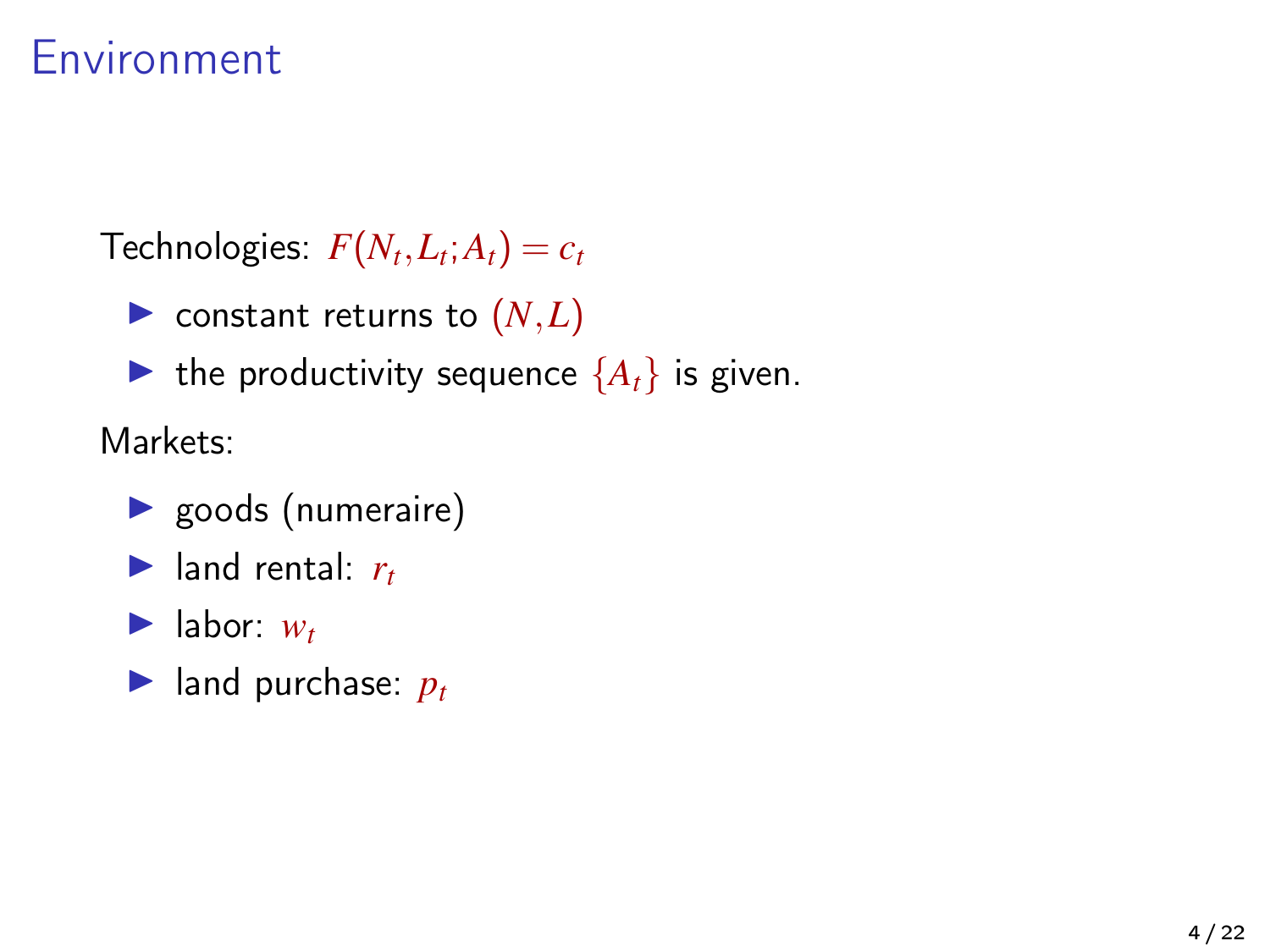# Environment

Technologies: $F(N_t, L_t; A_t) = c_t$

- constant returns to $(N, L)$
- the productivity sequence $\{A_t\}$ is given.

Markets:

- goods (numeraire)
- land rental: $r_t$
- labor: $w_t$
- land purchase: $p_t$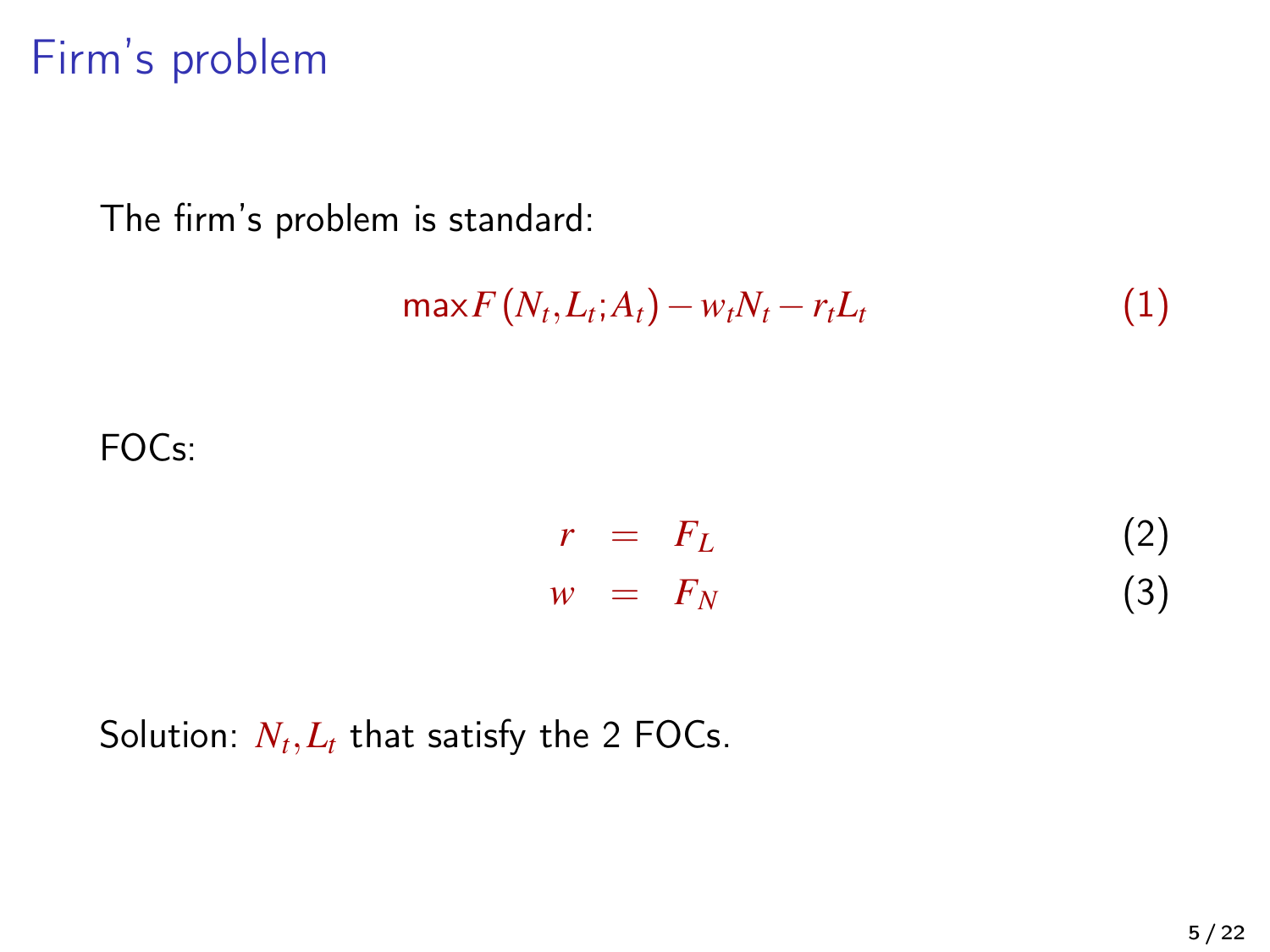# Firm's problem

The firm's problem is standard:

$$\max F(N_t, L_t; A_t) - w_t N_t - r_t L_t \tag{1}$$

FOCs:

$$r = F_L \tag{2}$$

$$w = F_N \tag{3}$$

Solution: $N_t, L_t$ that satisfy the 2 FOCs.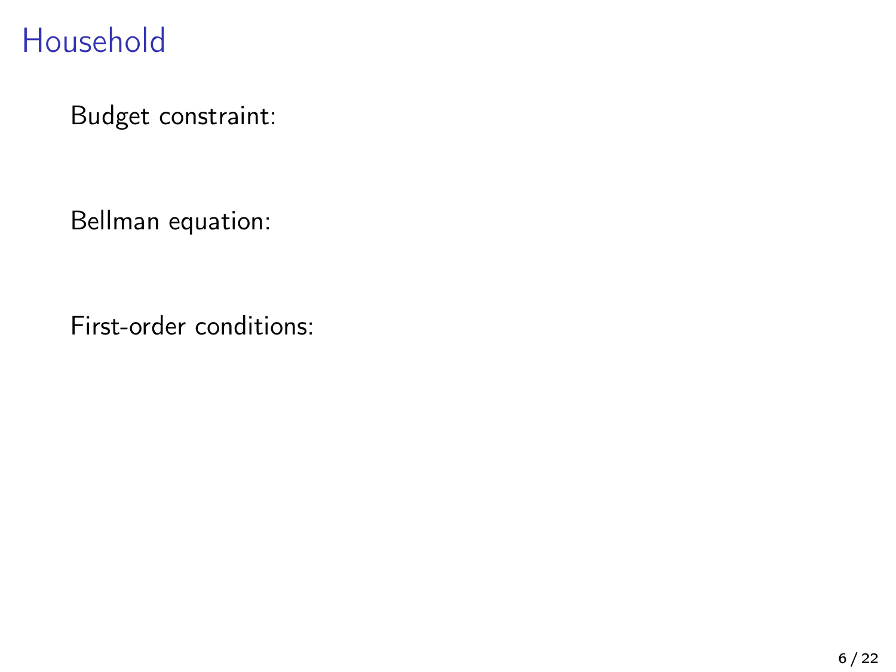# Household

Budget constraint:

Bellman equation:

First-order conditions: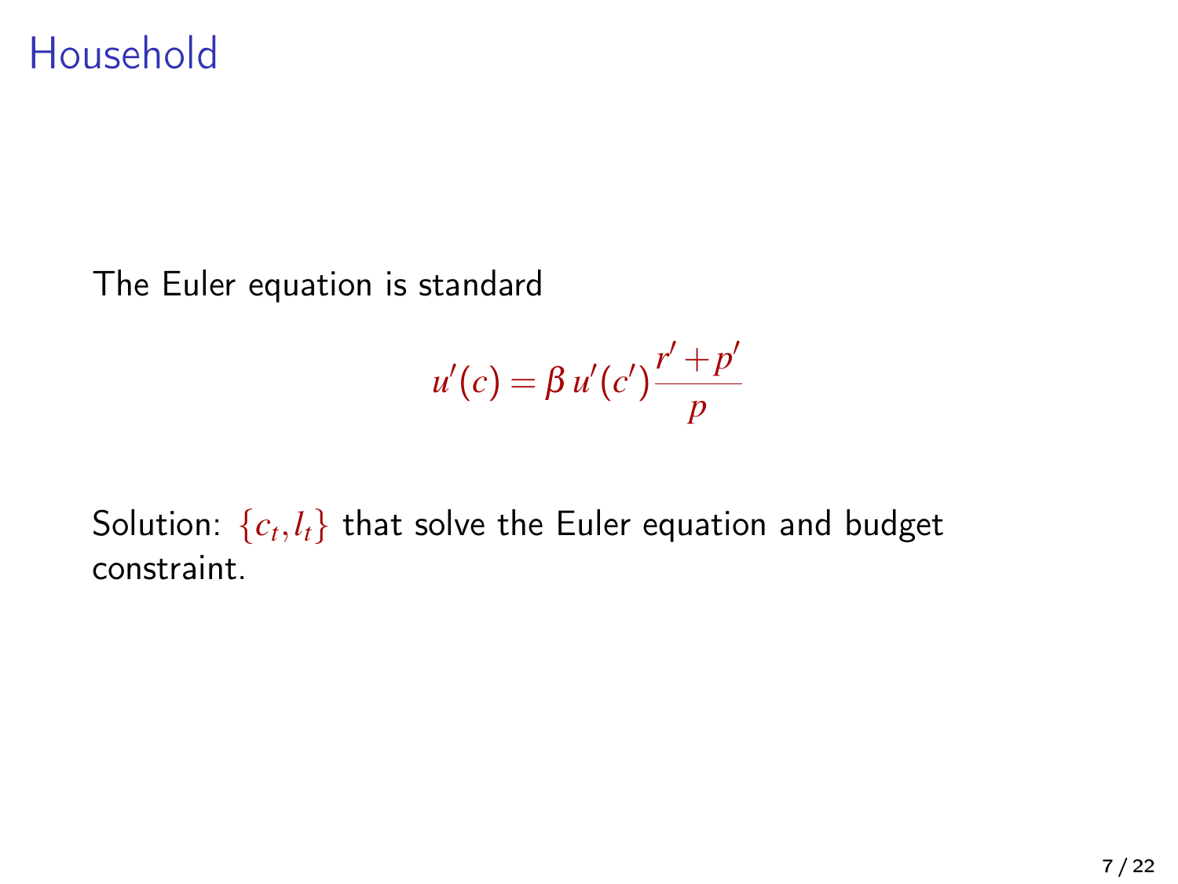# Household

The Euler equation is standard

$$u'(c) = \beta \, u'(c') \frac{r' + p'}{p}$$

Solution: $\{c_t, l_t\}$ that solve the Euler equation and budget constraint.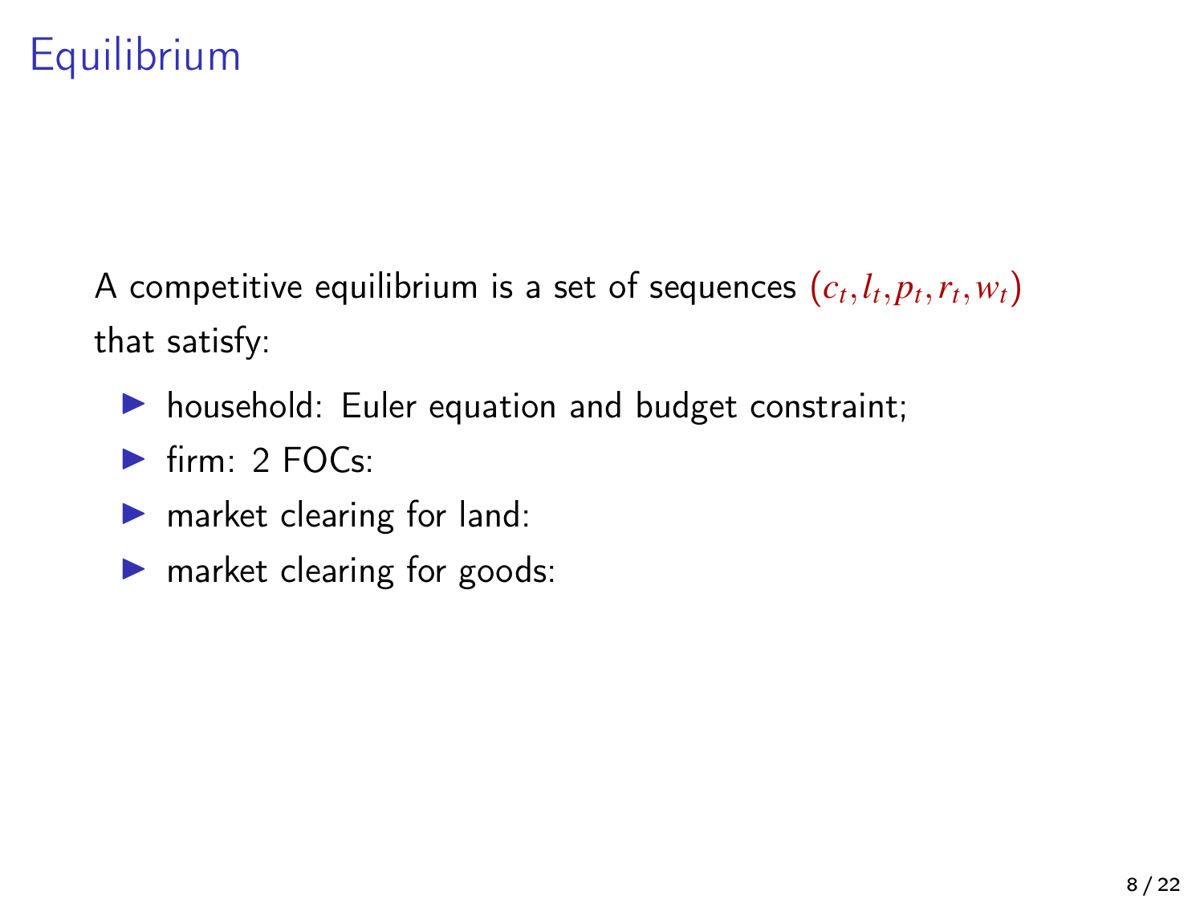# Equilibrium

A competitive equilibrium is a set of sequences $(c_t, l_t, p_t, r_t, w_t)$ that satisfy:

- household: Euler equation and budget constraint;
- firm: 2 FOCs:
- market clearing for land:
- market clearing for goods: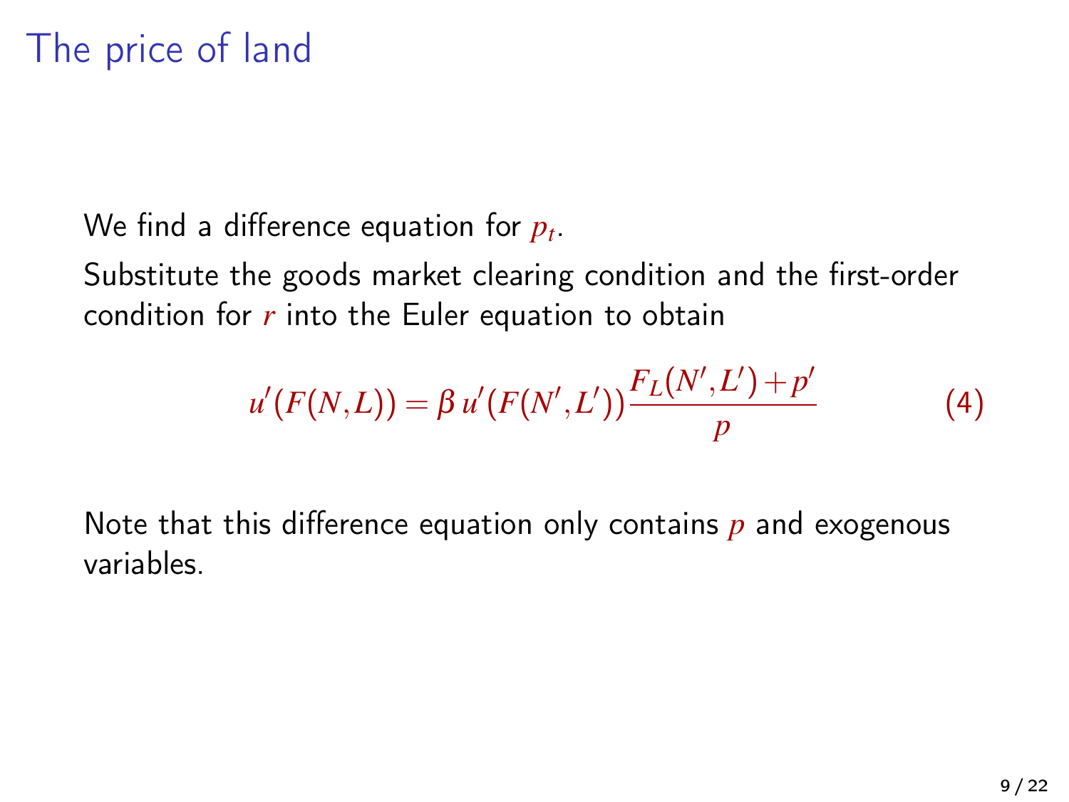# The price of land

We find a difference equation for $p_t$.

Substitute the goods market clearing condition and the first-order condition for $r$ into the Euler equation to obtain

$$u'(F(N,L)) = \beta \, u'(F(N',L')) \frac{F_L(N',L') + p'}{p} \tag{4}$$

Note that this difference equation only contains $p$ and exogenous variables.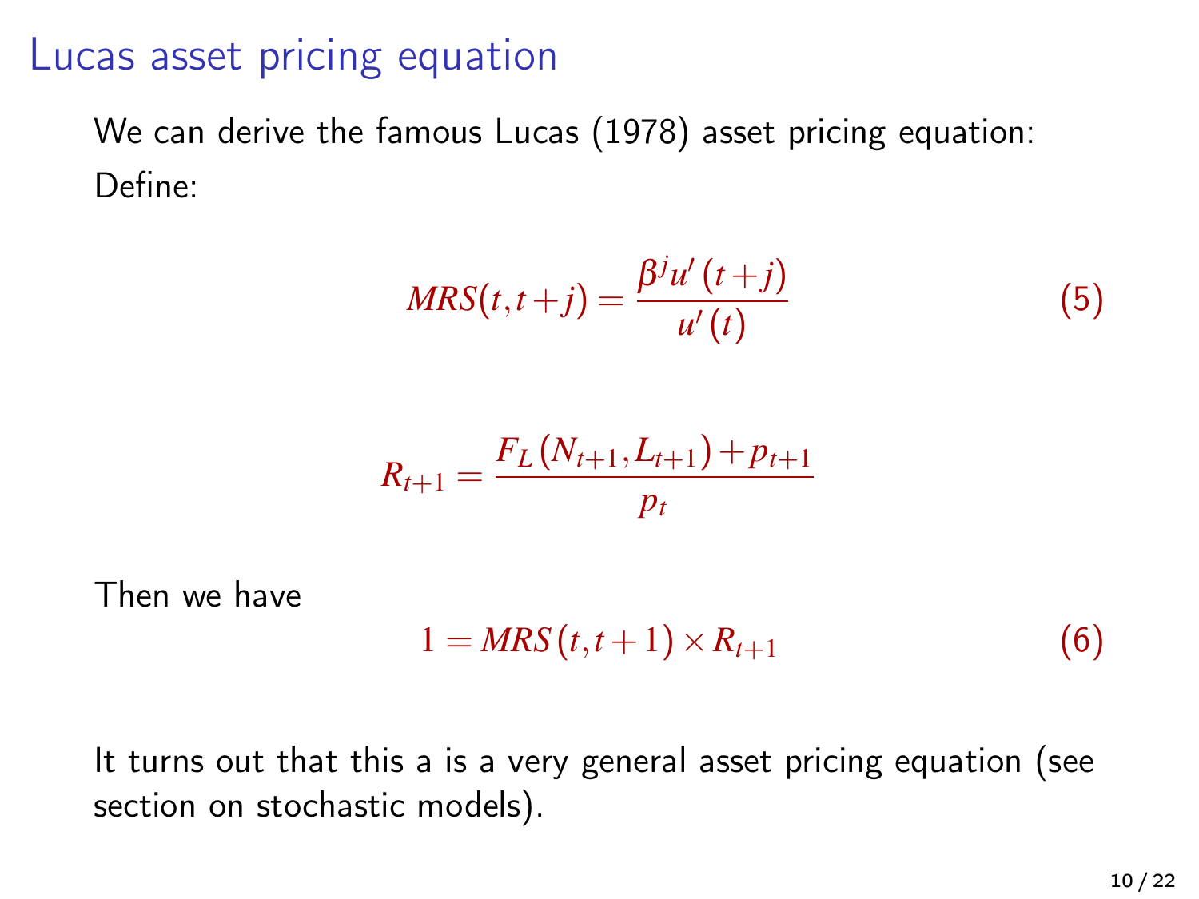# Lucas asset pricing equation

We can derive the famous Lucas (1978) asset pricing equation:
Define:

$$MRS(t,t+j) = \frac{\beta^j u'(t+j)}{u'(t)} \tag{5}$$

$$R_{t+1} = \frac{F_L(N_{t+1}, L_{t+1}) + p_{t+1}}{p_t}$$

Then we have

$$1 = MRS(t,t+1) \times R_{t+1} \tag{6}$$

It turns out that this a is a very general asset pricing equation (see section on stochastic models).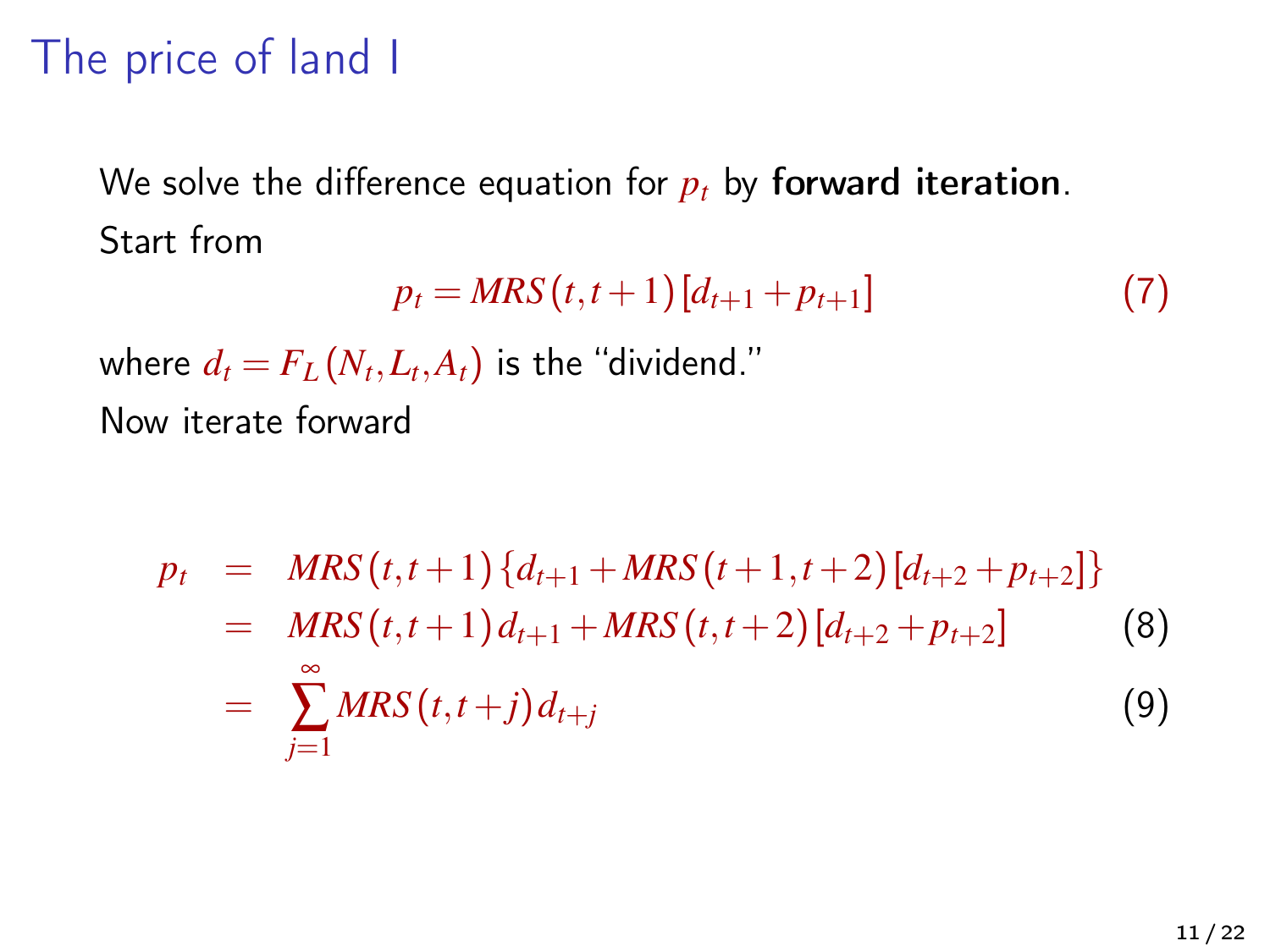# The price of land I

We solve the difference equation for $p_t$ by **forward iteration**.

Start from

$$p_t = MRS(t, t+1)[d_{t+1} + p_{t+1}] \tag{7}$$

where $d_t = F_L(N_t, L_t, A_t)$ is the "dividend."

Now iterate forward

$$
\begin{aligned}
p_t &= MRS(t, t+1)\{d_{t+1} + MRS(t+1, t+2)[d_{t+2} + p_{t+2}]\} \\
&= MRS(t, t+1)\, d_{t+1} + MRS(t, t+2)[d_{t+2} + p_{t+2}] && (8) \\
&= \sum_{j=1}^{\infty} MRS(t, t+j)\, d_{t+j} && (9)
\end{aligned}
$$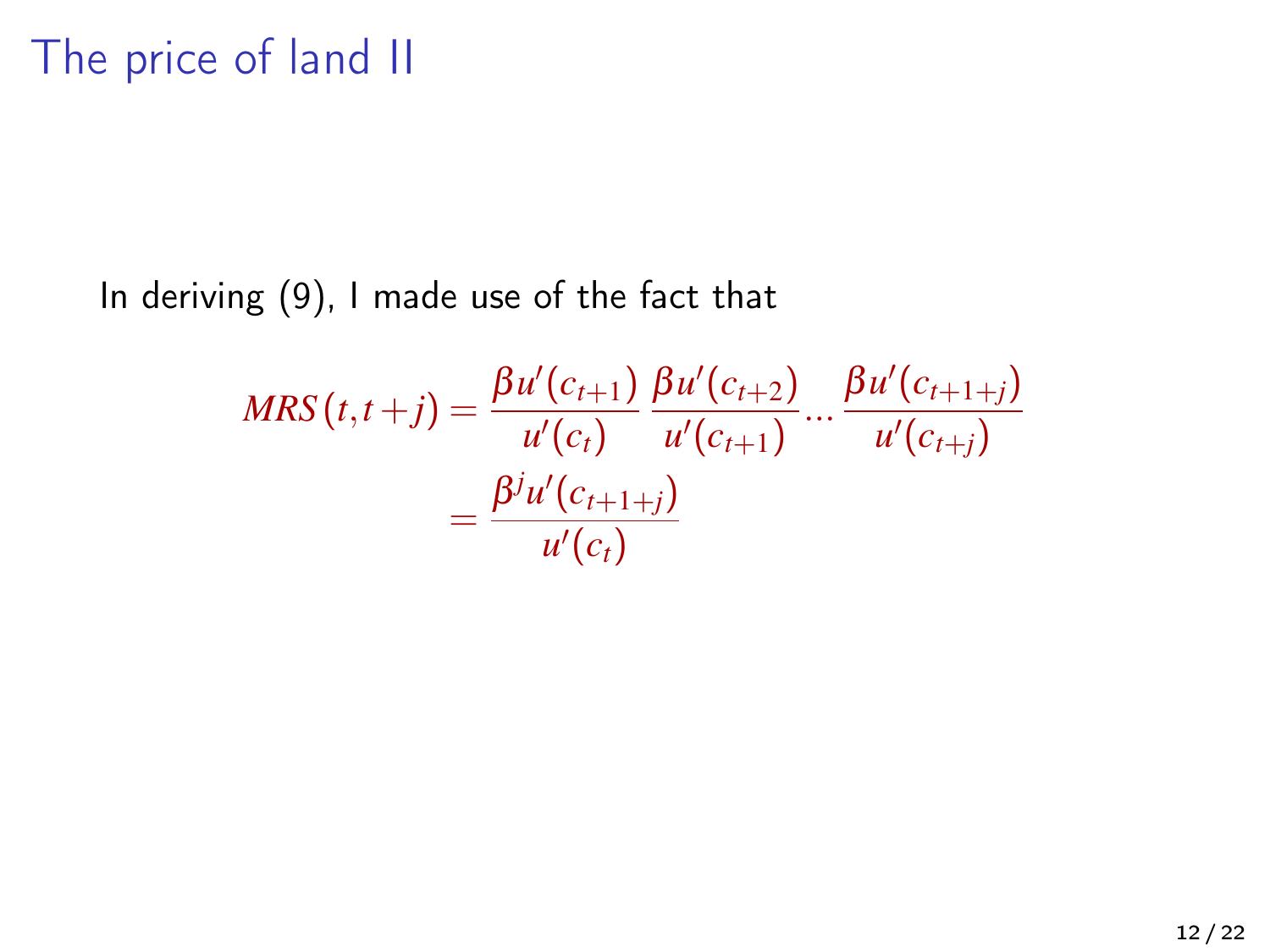# The price of land II

In deriving (9), I made use of the fact that

$$
\begin{aligned}
MRS(t, t+j) &= \frac{\beta u'(c_{t+1})}{u'(c_t)} \frac{\beta u'(c_{t+2})}{u'(c_{t+1})} \ldots \frac{\beta u'(c_{t+1+j})}{u'(c_{t+j})} \\
&= \frac{\beta^j u'(c_{t+1+j})}{u'(c_t)}
\end{aligned}
$$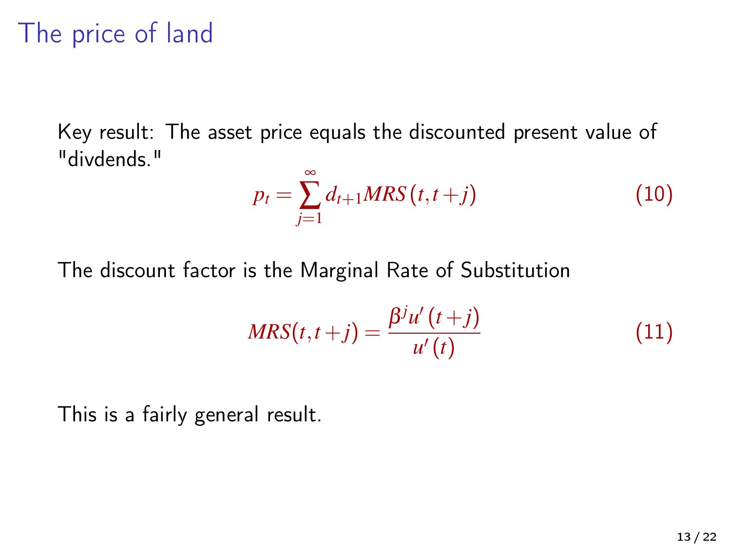# The price of land

Key result: The asset price equals the discounted present value of "divdends."

$$p_t = \sum_{j=1}^{\infty} d_{t+1} MRS(t, t+j) \tag{10}$$

The discount factor is the Marginal Rate of Substitution

$$MRS(t, t+j) = \frac{\beta^j u'(t+j)}{u'(t)} \tag{11}$$

This is a fairly general result.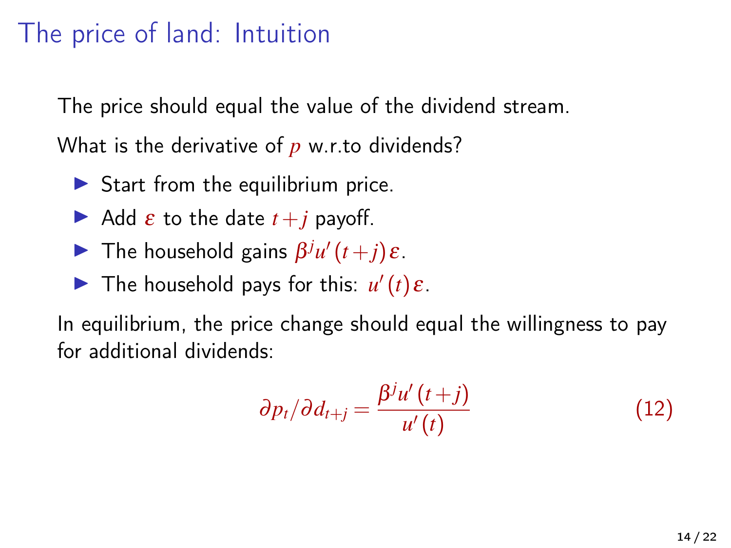# The price of land: Intuition

The price should equal the value of the dividend stream.

What is the derivative of $p$ w.r.to dividends?

- Start from the equilibrium price.
- Add $\varepsilon$ to the date $t+j$ payoff.
- The household gains $\beta^j u'(t+j)\varepsilon$.
- The household pays for this: $u'(t)\varepsilon$.

In equilibrium, the price change should equal the willingness to pay for additional dividends:

$$\partial p_t / \partial d_{t+j} = \frac{\beta^j u'(t+j)}{u'(t)} \tag{12}$$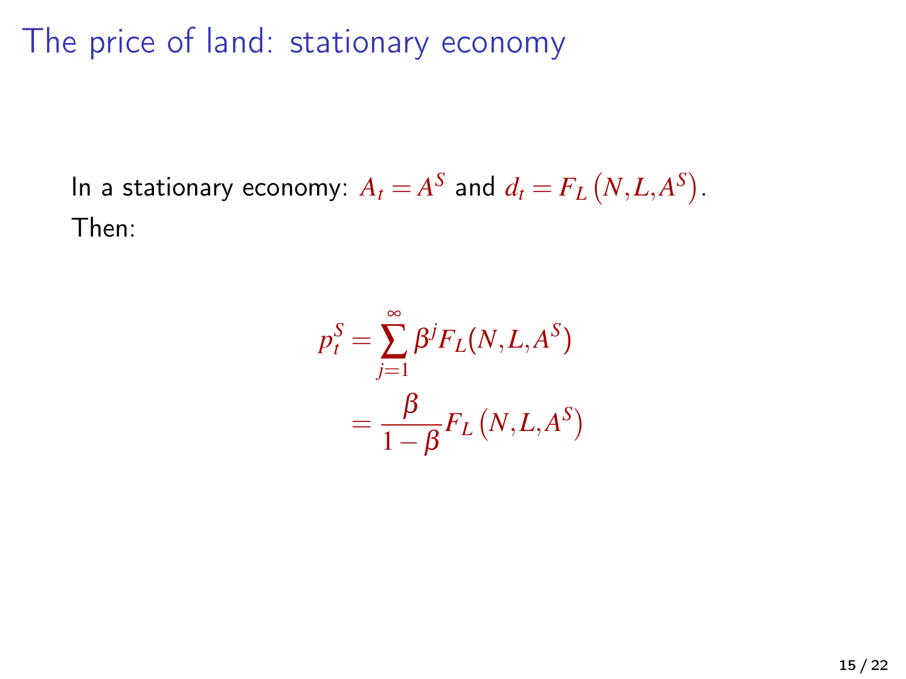# The price of land: stationary economy

In a stationary economy: $A_t = A^S$ and $d_t = F_L\left(N, L, A^S\right)$.
Then:

$$
\begin{aligned}
p_t^S &= \sum_{j=1}^{\infty} \beta^j F_L(N, L, A^S) \\
&= \frac{\beta}{1-\beta} F_L\left(N, L, A^S\right)
\end{aligned}
$$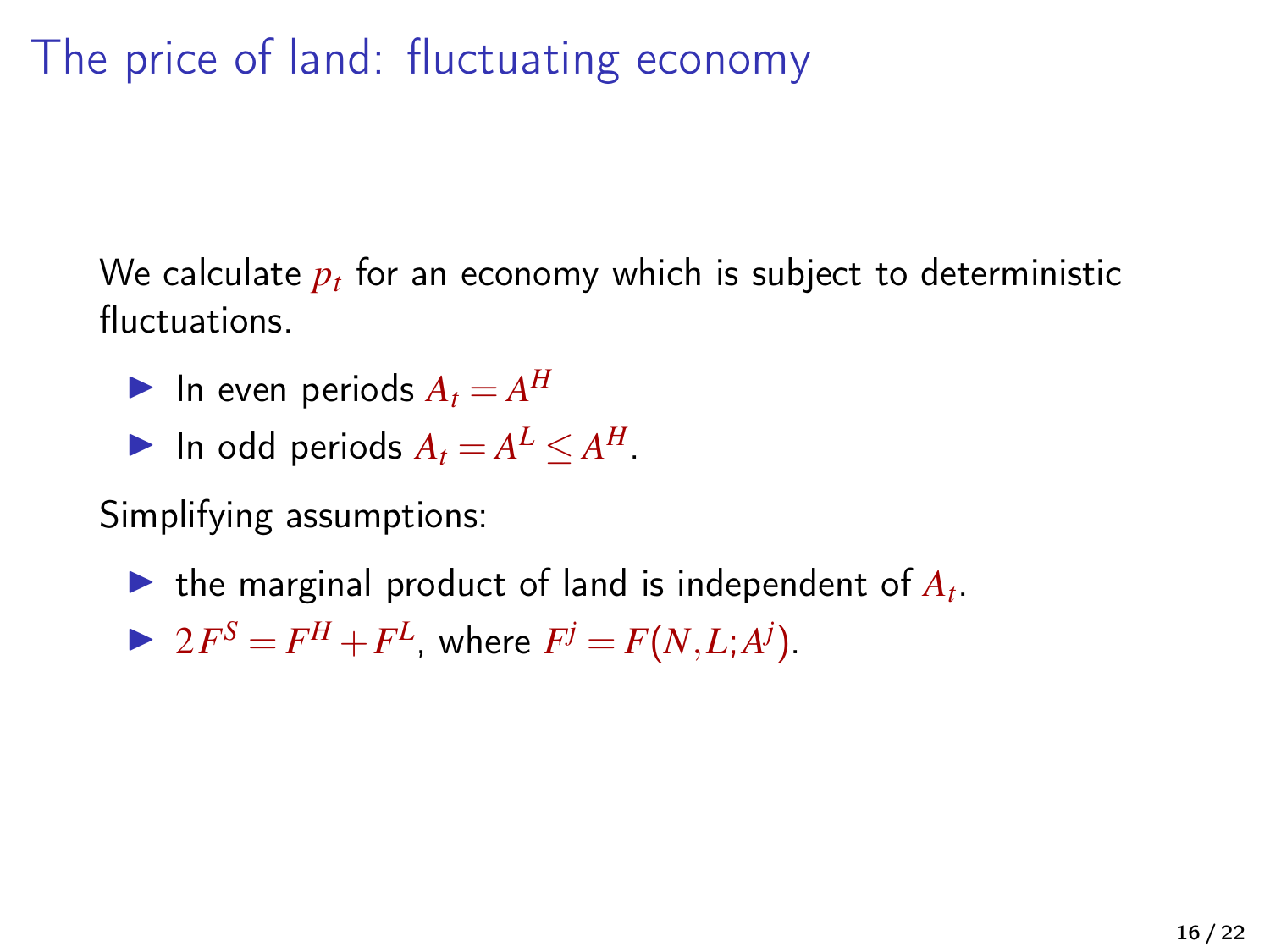# The price of land: fluctuating economy

We calculate $p_t$ for an economy which is subject to deterministic fluctuations.

- In even periods $A_t = A^H$
- In odd periods $A_t = A^L \leq A^H$.

Simplifying assumptions:

- the marginal product of land is independent of $A_t$.
- $2F^S = F^H + F^L$, where $F^j = F(N, L; A^j)$.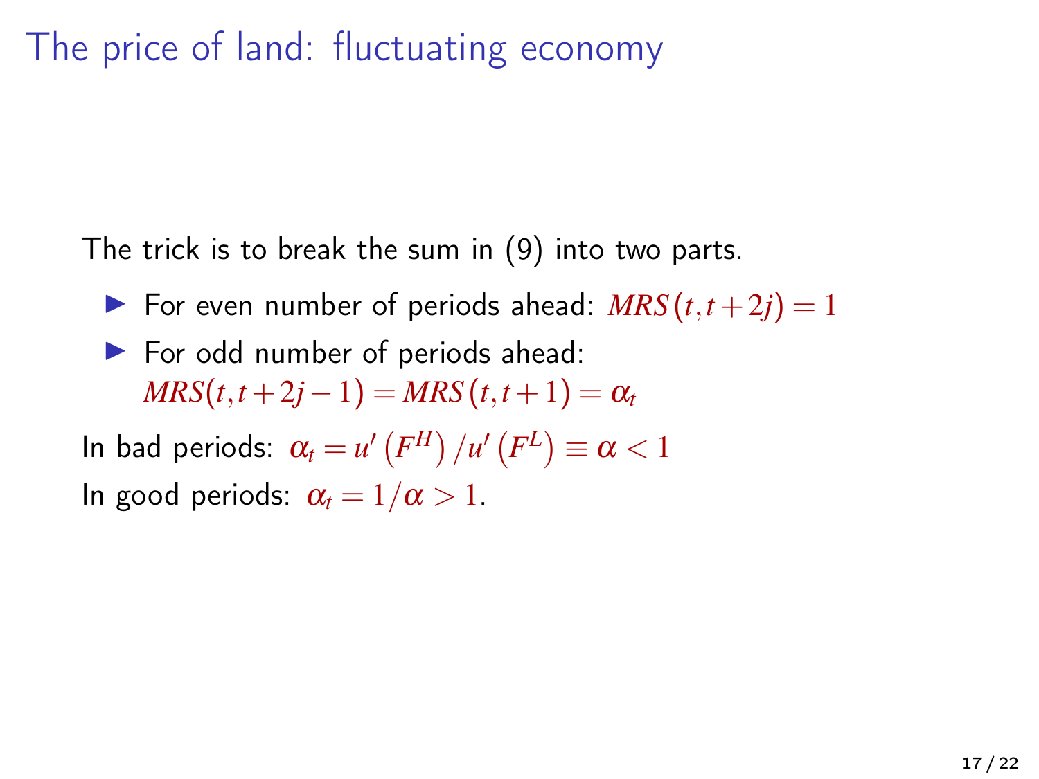# The price of land: fluctuating economy

The trick is to break the sum in (9) into two parts.

- For even number of periods ahead: $MRS(t, t+2j) = 1$
- For odd number of periods ahead: $MRS(t, t+2j-1) = MRS(t, t+1) = \alpha_t$

In bad periods: $\alpha_t = u'\left(F^H\right)/u'\left(F^L\right) \equiv \alpha < 1$

In good periods: $\alpha_t = 1/\alpha > 1$.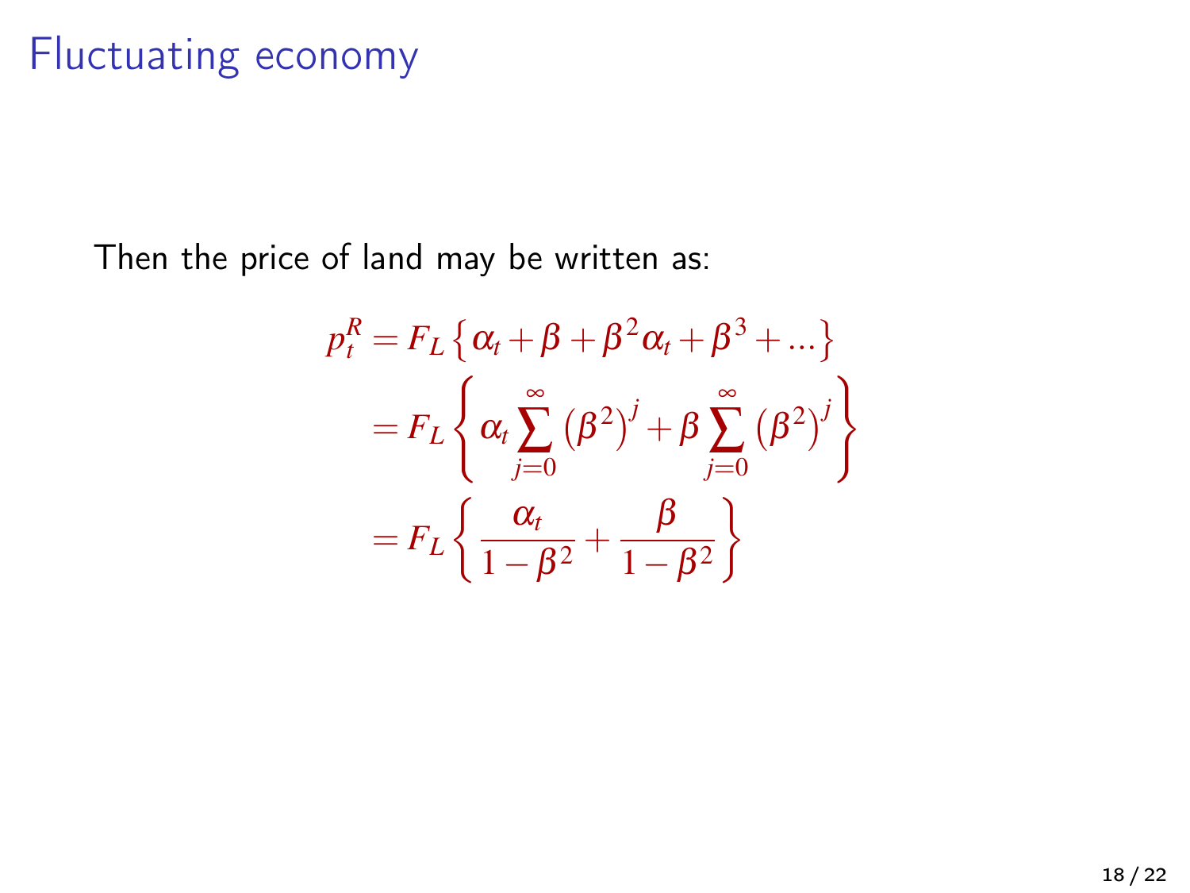# Fluctuating economy

Then the price of land may be written as:

$$
\begin{aligned}
p_t^R &= F_L \left\{ \alpha_t + \beta + \beta^2 \alpha_t + \beta^3 + \ldots \right\} \\
&= F_L \left\{ \alpha_t \sum_{j=0}^{\infty} \left(\beta^2\right)^j + \beta \sum_{j=0}^{\infty} \left(\beta^2\right)^j \right\} \\
&= F_L \left\{ \frac{\alpha_t}{1-\beta^2} + \frac{\beta}{1-\beta^2} \right\}
\end{aligned}
$$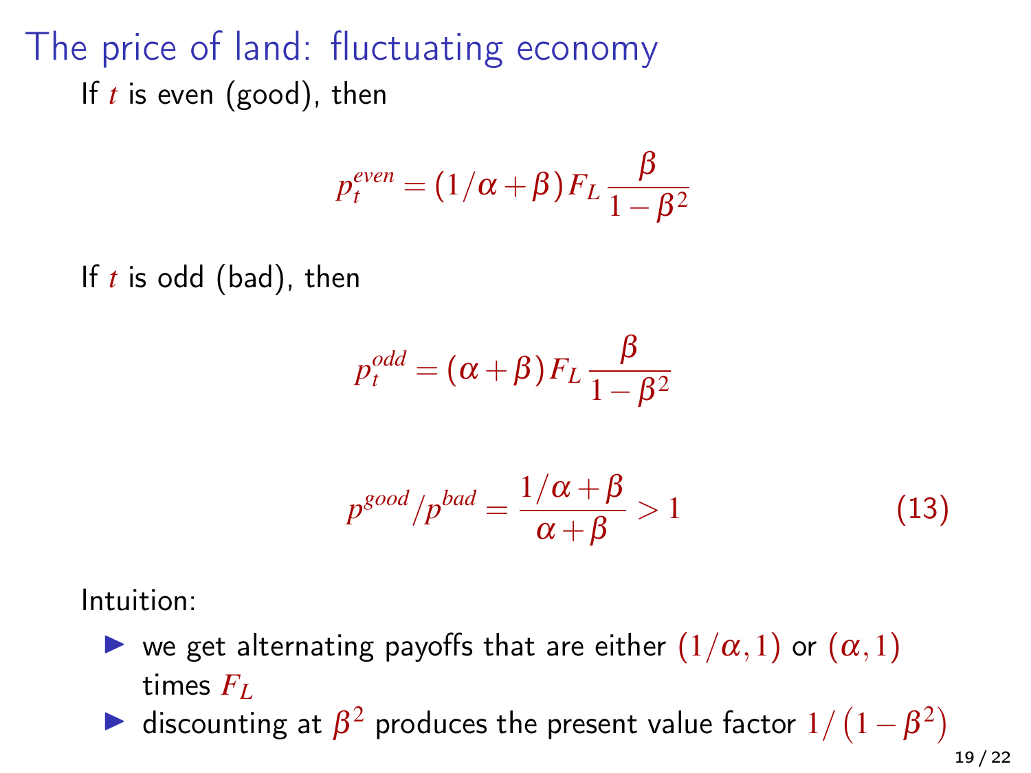# The price of land: fluctuating economy

If $t$ is even (good), then

$$p_t^{even} = (1/\alpha + \beta) F_L \frac{\beta}{1 - \beta^2}$$

If $t$ is odd (bad), then

$$p_t^{odd} = (\alpha + \beta) F_L \frac{\beta}{1 - \beta^2}$$

$$p^{good}/p^{bad} = \frac{1/\alpha + \beta}{\alpha + \beta} > 1 \tag{13}$$

Intuition:

- we get alternating payoffs that are either $(1/\alpha, 1)$ or $(\alpha, 1)$ times $F_L$
- discounting at $\beta^2$ produces the present value factor $1/\left(1 - \beta^2\right)$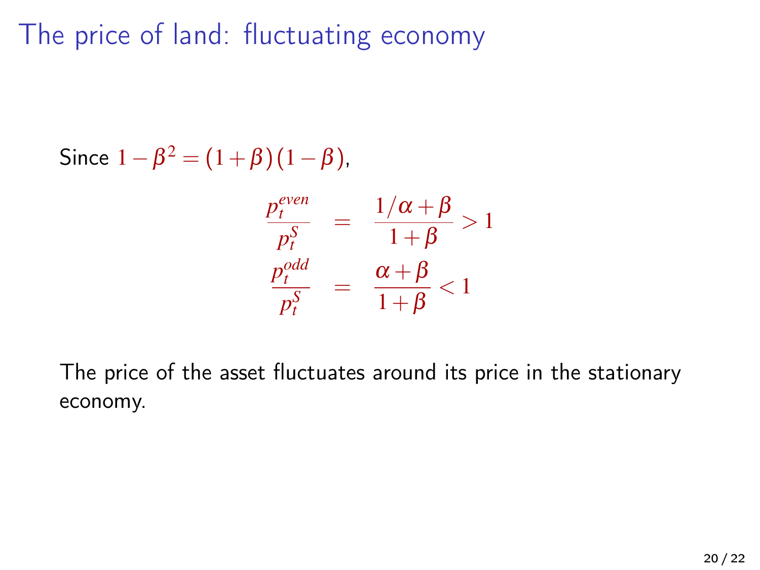# The price of land: fluctuating economy

Since $1-\beta^2 = (1+\beta)(1-\beta)$,

$$
\begin{aligned}
\frac{p_t^{even}}{p_t^S} &= \frac{1/\alpha+\beta}{1+\beta} > 1 \\
\frac{p_t^{odd}}{p_t^S} &= \frac{\alpha+\beta}{1+\beta} < 1
\end{aligned}
$$

The price of the asset fluctuates around its price in the stationary economy.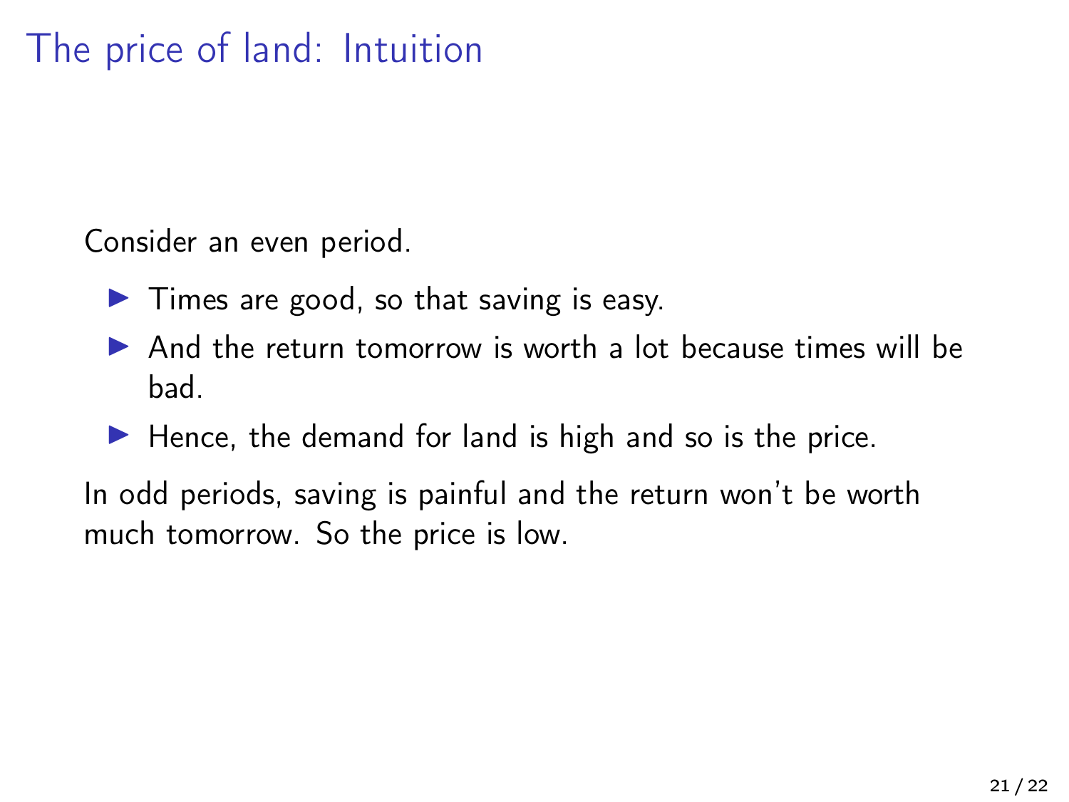# The price of land: Intuition

Consider an even period.

- Times are good, so that saving is easy.
- And the return tomorrow is worth a lot because times will be bad.
- Hence, the demand for land is high and so is the price.

In odd periods, saving is painful and the return won't be worth much tomorrow. So the price is low.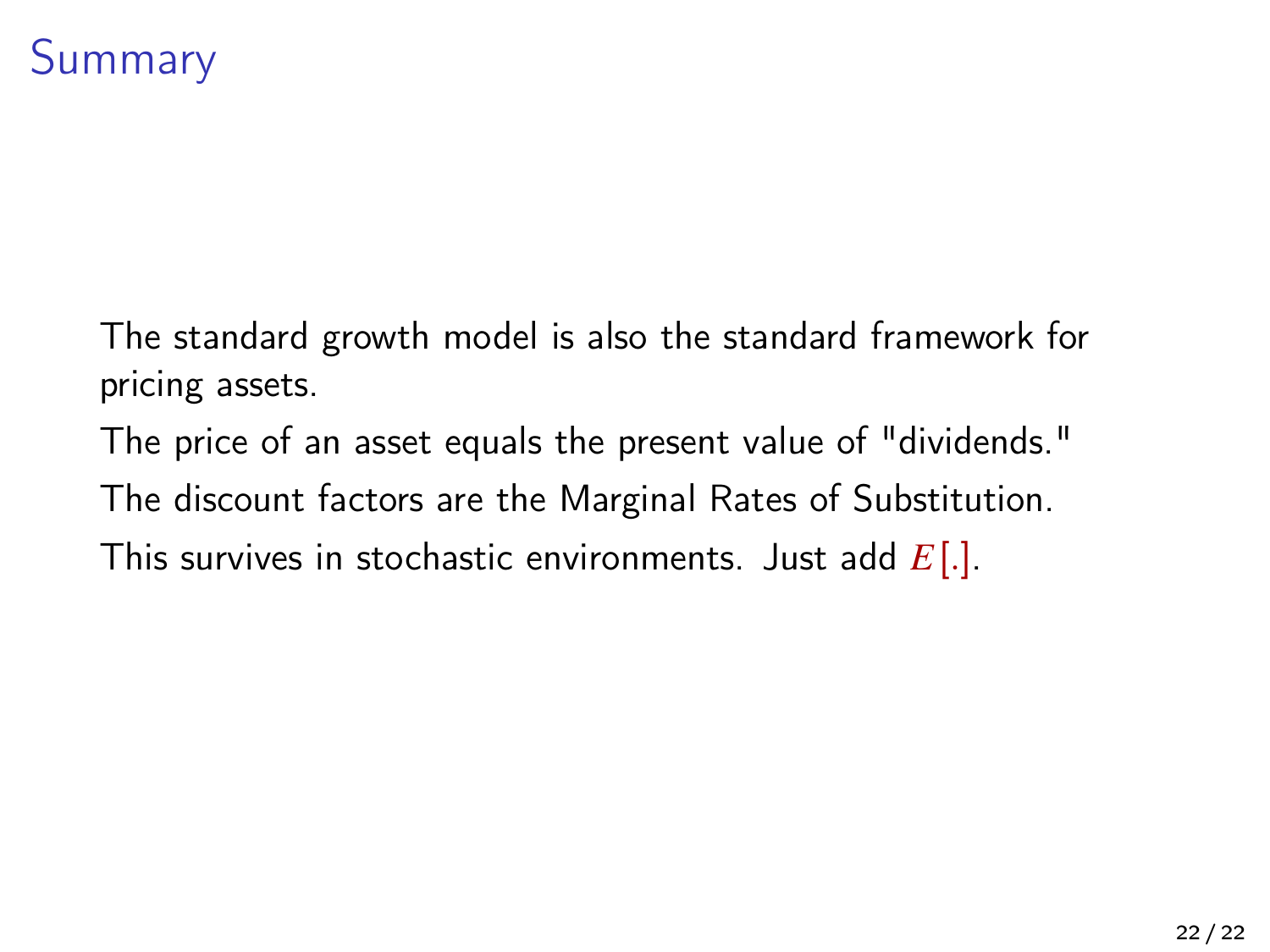# Summary

The standard growth model is also the standard framework for pricing assets.

The price of an asset equals the present value of "dividends."

The discount factors are the Marginal Rates of Substitution.

This survives in stochastic environments. Just add $E[.]$.